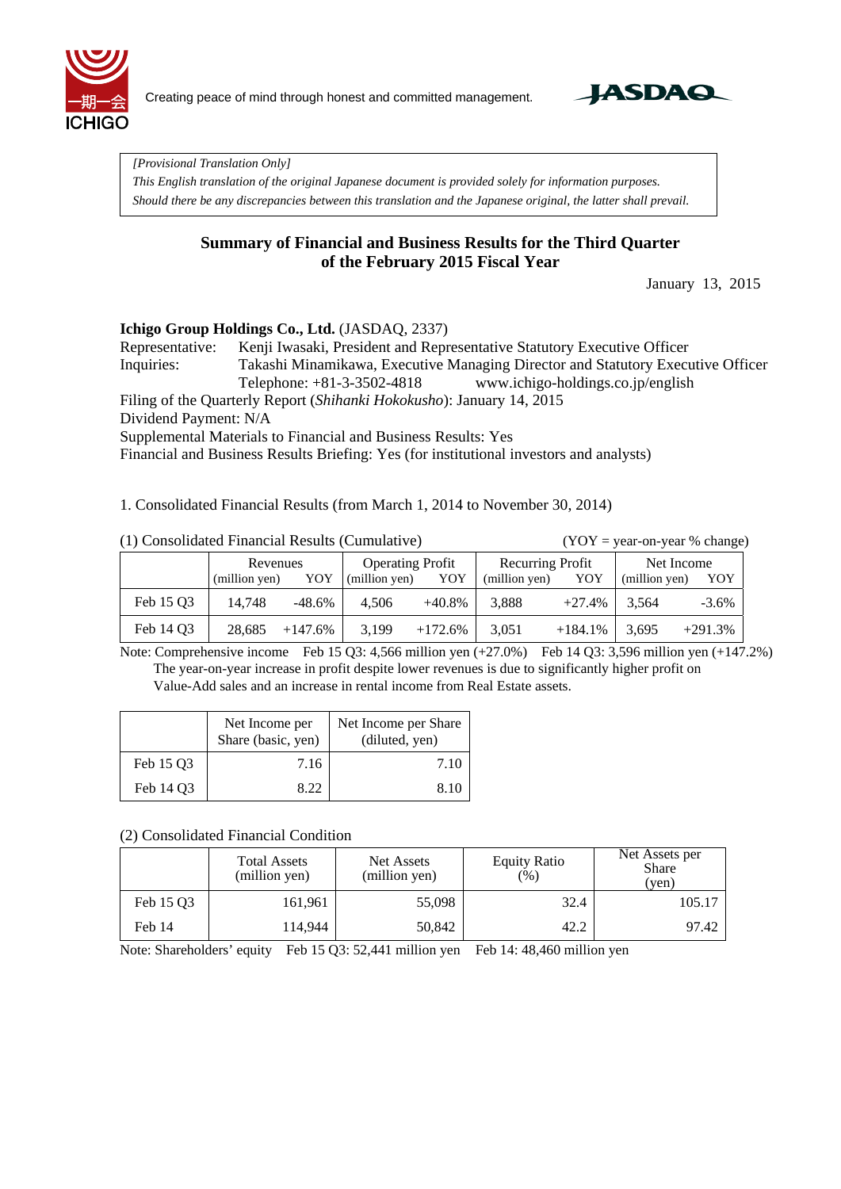Creating peace of mind through honest and committed management.

*[Provisional Translation Only]*
*This English translation of the original Japanese document is provided solely for information purposes.*
*Should there be any discrepancies between this translation and the Japanese original, the latter shall prevail.*

## Summary of Financial and Business Results for the Third Quarter of the February 2015 Fiscal Year

January 13, 2015

**Ichigo Group Holdings Co., Ltd.** (JASDAQ, 2337)
Representative: Kenji Iwasaki, President and Representative Statutory Executive Officer
Inquiries: Takashi Minamikawa, Executive Managing Director and Statutory Executive Officer
Telephone: +81-3-3502-4818 www.ichigo-holdings.co.jp/english
Filing of the Quarterly Report (*Shihanki Hokokusho*): January 14, 2015
Dividend Payment: N/A
Supplemental Materials to Financial and Business Results: Yes
Financial and Business Results Briefing: Yes (for institutional investors and analysts)

1. Consolidated Financial Results (from March 1, 2014 to November 30, 2014)

(1) Consolidated Financial Results (Cumulative) (YOY = year-on-year % change)

| | Revenues (million yen) | YOY | Operating Profit (million yen) | YOY | Recurring Profit (million yen) | YOY | Net Income (million yen) | YOY |
|---|---|---|---|---|---|---|---|---|
| Feb 15 Q3 | 14,748 | -48.6% | 4,506 | +40.8% | 3,888 | +27.4% | 3,564 | -3.6% |
| Feb 14 Q3 | 28,685 | +147.6% | 3,199 | +172.6% | 3,051 | +184.1% | 3,695 | +291.3% |

Note: Comprehensive income Feb 15 Q3: 4,566 million yen (+27.0%) Feb 14 Q3: 3,596 million yen (+147.2%)
The year-on-year increase in profit despite lower revenues is due to significantly higher profit on Value-Add sales and an increase in rental income from Real Estate assets.

| | Net Income per Share (basic, yen) | Net Income per Share (diluted, yen) |
|---|---|---|
| Feb 15 Q3 | 7.16 | 7.10 |
| Feb 14 Q3 | 8.22 | 8.10 |

(2) Consolidated Financial Condition

| | Total Assets (million yen) | Net Assets (million yen) | Equity Ratio (%) | Net Assets per Share (yen) |
|---|---|---|---|---|
| Feb 15 Q3 | 161,961 | 55,098 | 32.4 | 105.17 |
| Feb 14 | 114,944 | 50,842 | 42.2 | 97.42 |

Note: Shareholders' equity Feb 15 Q3: 52,441 million yen Feb 14: 48,460 million yen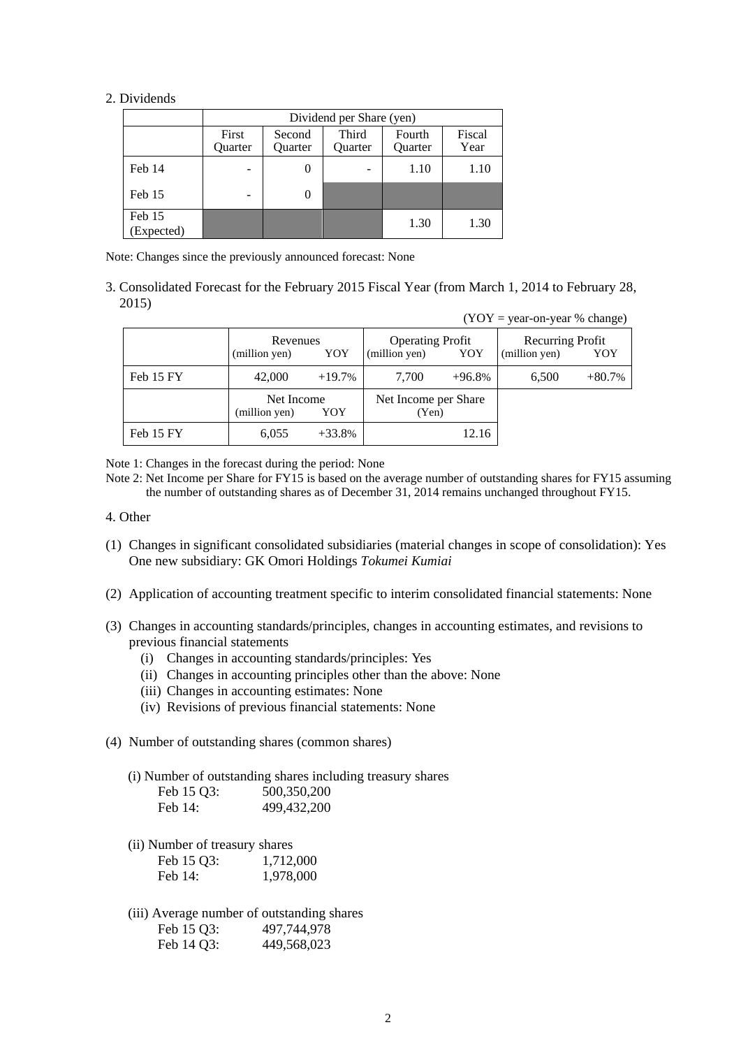2. Dividends

| | Dividend per Share (yen) | | | | |
|---|---|---|---|---|---|
| | First Quarter | Second Quarter | Third Quarter | Fourth Quarter | Fiscal Year |
| Feb 14 | - | 0 | - | 1.10 | 1.10 |
| Feb 15 | - | 0 | | | |
| Feb 15 (Expected) | | | | 1.30 | 1.30 |

Note: Changes since the previously announced forecast: None

3. Consolidated Forecast for the February 2015 Fiscal Year (from March 1, 2014 to February 28, 2015)

(YOY = year-on-year % change)

| | Revenues (million yen) | YOY | Operating Profit (million yen) | YOY | Recurring Profit (million yen) | YOY |
|---|---|---|---|---|---|---|
| Feb 15 FY | 42,000 | +19.7% | 7,700 | +96.8% | 6,500 | +80.7% |
| | Net Income (million yen) | YOY | Net Income per Share (Yen) | | | |
| Feb 15 FY | 6,055 | +33.8% | 12.16 | | | |

Note 1: Changes in the forecast during the period: None

Note 2: Net Income per Share for FY15 is based on the average number of outstanding shares for FY15 assuming the number of outstanding shares as of December 31, 2014 remains unchanged throughout FY15.

4. Other

(1) Changes in significant consolidated subsidiaries (material changes in scope of consolidation): Yes
One new subsidiary: GK Omori Holdings *Tokumei Kumiai*

(2) Application of accounting treatment specific to interim consolidated financial statements: None

(3) Changes in accounting standards/principles, changes in accounting estimates, and revisions to previous financial statements
- (i) Changes in accounting standards/principles: Yes
- (ii) Changes in accounting principles other than the above: None
- (iii) Changes in accounting estimates: None
- (iv) Revisions of previous financial statements: None

(4) Number of outstanding shares (common shares)

(i) Number of outstanding shares including treasury shares
- Feb 15 Q3: 500,350,200
- Feb 14: 499,432,200

(ii) Number of treasury shares
- Feb 15 Q3: 1,712,000
- Feb 14: 1,978,000

(iii) Average number of outstanding shares
- Feb 15 Q3: 497,744,978
- Feb 14 Q3: 449,568,023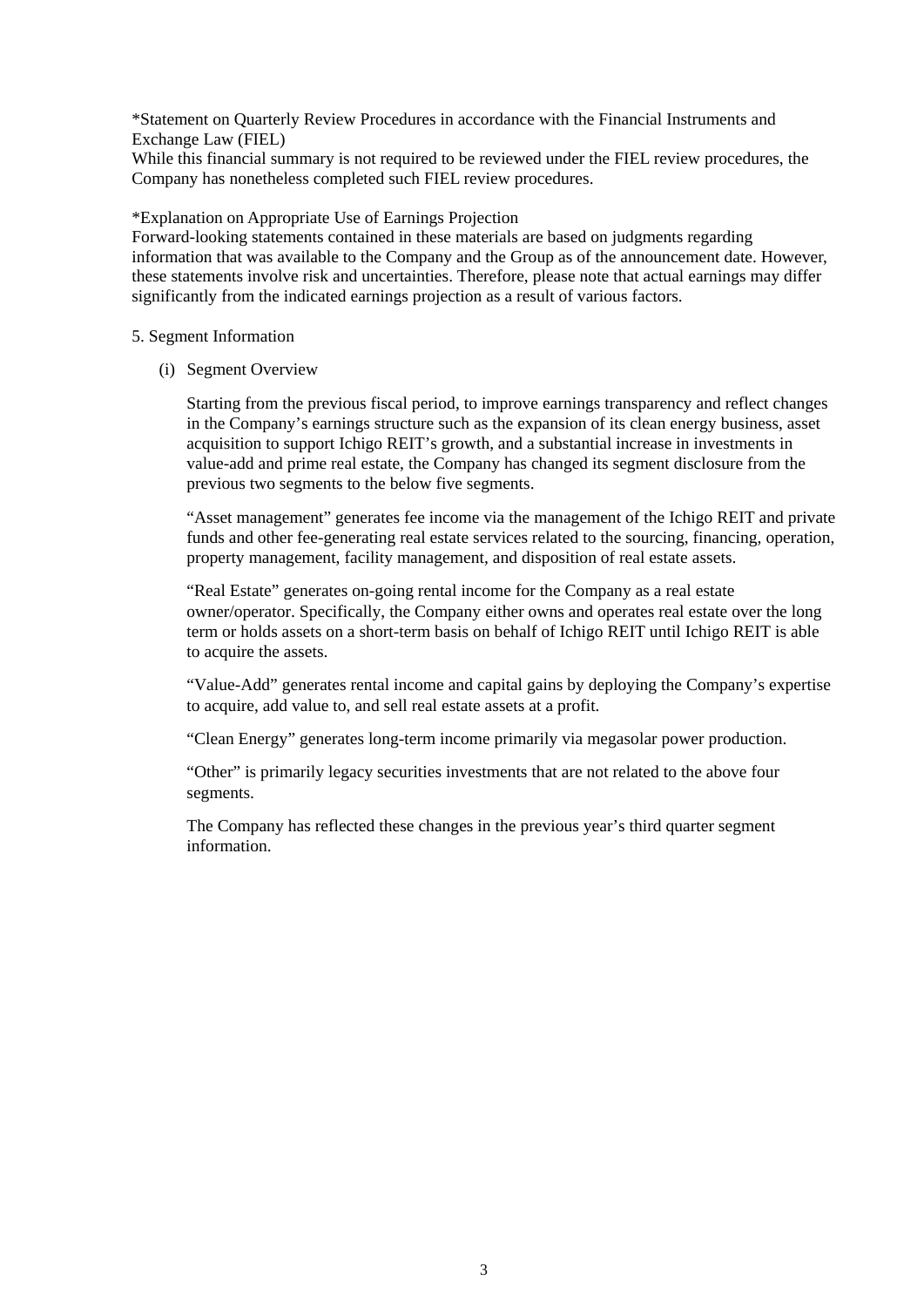*Statement on Quarterly Review Procedures in accordance with the Financial Instruments and Exchange Law (FIEL)
While this financial summary is not required to be reviewed under the FIEL review procedures, the Company has nonetheless completed such FIEL review procedures.

*Explanation on Appropriate Use of Earnings Projection
Forward-looking statements contained in these materials are based on judgments regarding information that was available to the Company and the Group as of the announcement date. However, these statements involve risk and uncertainties. Therefore, please note that actual earnings may differ significantly from the indicated earnings projection as a result of various factors.

5. Segment Information

(i) Segment Overview

Starting from the previous fiscal period, to improve earnings transparency and reflect changes in the Company's earnings structure such as the expansion of its clean energy business, asset acquisition to support Ichigo REIT's growth, and a substantial increase in investments in value-add and prime real estate, the Company has changed its segment disclosure from the previous two segments to the below five segments.

"Asset management" generates fee income via the management of the Ichigo REIT and private funds and other fee-generating real estate services related to the sourcing, financing, operation, property management, facility management, and disposition of real estate assets.

"Real Estate" generates on-going rental income for the Company as a real estate owner/operator. Specifically, the Company either owns and operates real estate over the long term or holds assets on a short-term basis on behalf of Ichigo REIT until Ichigo REIT is able to acquire the assets.

"Value-Add" generates rental income and capital gains by deploying the Company's expertise to acquire, add value to, and sell real estate assets at a profit.

"Clean Energy" generates long-term income primarily via megasolar power production.

"Other" is primarily legacy securities investments that are not related to the above four segments.

The Company has reflected these changes in the previous year's third quarter segment information.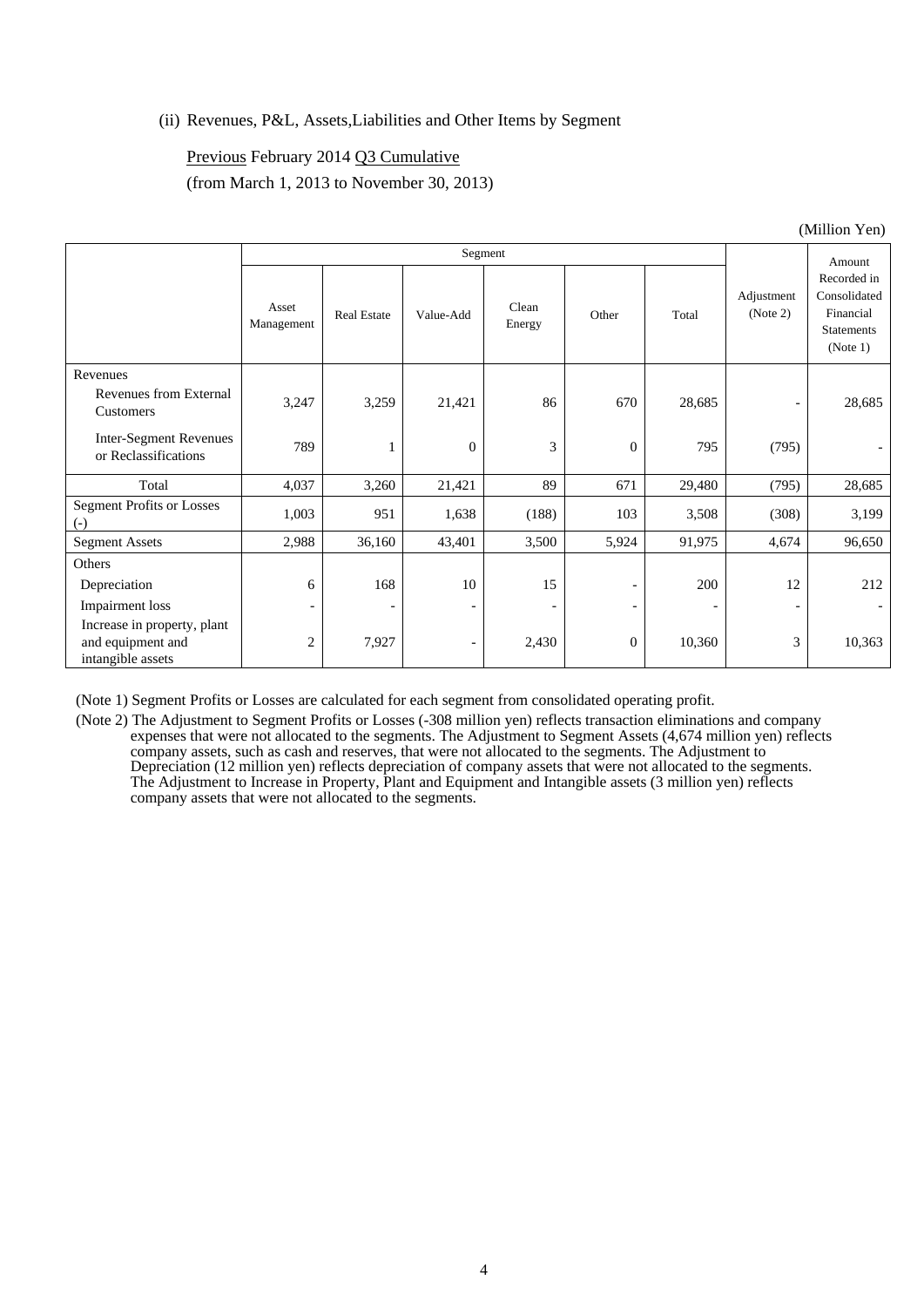(ii) Revenues, P&L, Assets,Liabilities and Other Items by Segment

<u>Previous</u> February 2014 <u>Q3 Cumulative</u>

(from March 1, 2013 to November 30, 2013)

(Million Yen)

| | Segment | | | | | | Adjustment (Note 2) | Amount Recorded in Consolidated Financial Statements (Note 1) |
|---|---|---|---|---|---|---|---|---|
| | Asset Management | Real Estate | Value-Add | Clean Energy | Other | Total | | |
| Revenues | | | | | | | | |
| Revenues from External Customers | 3,247 | 3,259 | 21,421 | 86 | 670 | 28,685 | - | 28,685 |
| Inter-Segment Revenues or Reclassifications | 789 | 1 | 0 | 3 | 0 | 795 | (795) | - |
| Total | 4,037 | 3,260 | 21,421 | 89 | 671 | 29,480 | (795) | 28,685 |
| Segment Profits or Losses (-) | 1,003 | 951 | 1,638 | (188) | 103 | 3,508 | (308) | 3,199 |
| Segment Assets | 2,988 | 36,160 | 43,401 | 3,500 | 5,924 | 91,975 | 4,674 | 96,650 |
| Others | | | | | | | | |
| Depreciation | 6 | 168 | 10 | 15 | - | 200 | 12 | 212 |
| Impairment loss | - | - | - | - | - | - | - | - |
| Increase in property, plant and equipment and intangible assets | 2 | 7,927 | - | 2,430 | 0 | 10,360 | 3 | 10,363 |

(Note 1) Segment Profits or Losses are calculated for each segment from consolidated operating profit.

(Note 2) The Adjustment to Segment Profits or Losses (-308 million yen) reflects transaction eliminations and company expenses that were not allocated to the segments. The Adjustment to Segment Assets (4,674 million yen) reflects company assets, such as cash and reserves, that were not allocated to the segments. The Adjustment to Depreciation (12 million yen) reflects depreciation of company assets that were not allocated to the segments. The Adjustment to Increase in Property, Plant and Equipment and Intangible assets (3 million yen) reflects company assets that were not allocated to the segments.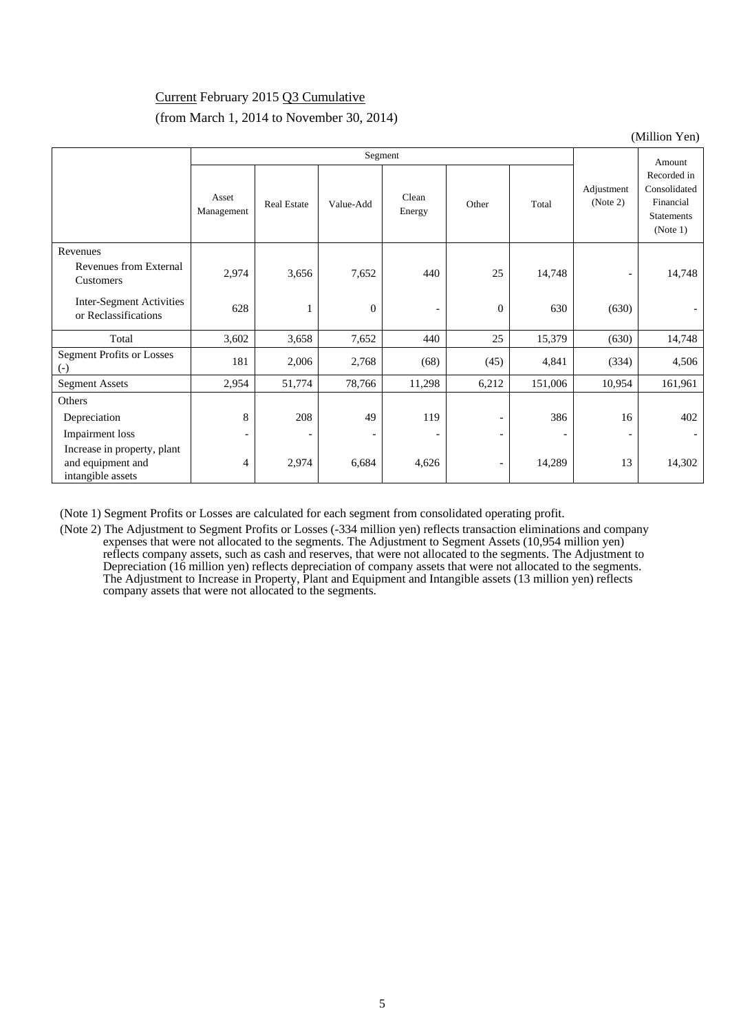Current February 2015 Q3 Cumulative

(from March 1, 2014 to November 30, 2014)

(Million Yen)

| | Segment | | | | | | Adjustment (Note 2) | Amount Recorded in Consolidated Financial Statements (Note 1) |
|---|---|---|---|---|---|---|---|---|
| | Asset Management | Real Estate | Value-Add | Clean Energy | Other | Total | | |
| Revenues | | | | | | | | |
| Revenues from External Customers | 2,974 | 3,656 | 7,652 | 440 | 25 | 14,748 | - | 14,748 |
| Inter-Segment Activities or Reclassifications | 628 | 1 | 0 | - | 0 | 630 | (630) | - |
| Total | 3,602 | 3,658 | 7,652 | 440 | 25 | 15,379 | (630) | 14,748 |
| Segment Profits or Losses (-) | 181 | 2,006 | 2,768 | (68) | (45) | 4,841 | (334) | 4,506 |
| Segment Assets | 2,954 | 51,774 | 78,766 | 11,298 | 6,212 | 151,006 | 10,954 | 161,961 |
| Others | | | | | | | | |
| Depreciation | 8 | 208 | 49 | 119 | - | 386 | 16 | 402 |
| Impairment loss | - | - | - | - | - | - | - | - |
| Increase in property, plant and equipment and intangible assets | 4 | 2,974 | 6,684 | 4,626 | - | 14,289 | 13 | 14,302 |

(Note 1) Segment Profits or Losses are calculated for each segment from consolidated operating profit.

(Note 2) The Adjustment to Segment Profits or Losses (-334 million yen) reflects transaction eliminations and company expenses that were not allocated to the segments. The Adjustment to Segment Assets (10,954 million yen) reflects company assets, such as cash and reserves, that were not allocated to the segments. The Adjustment to Depreciation (16 million yen) reflects depreciation of company assets that were not allocated to the segments. The Adjustment to Increase in Property, Plant and Equipment and Intangible assets (13 million yen) reflects company assets that were not allocated to the segments.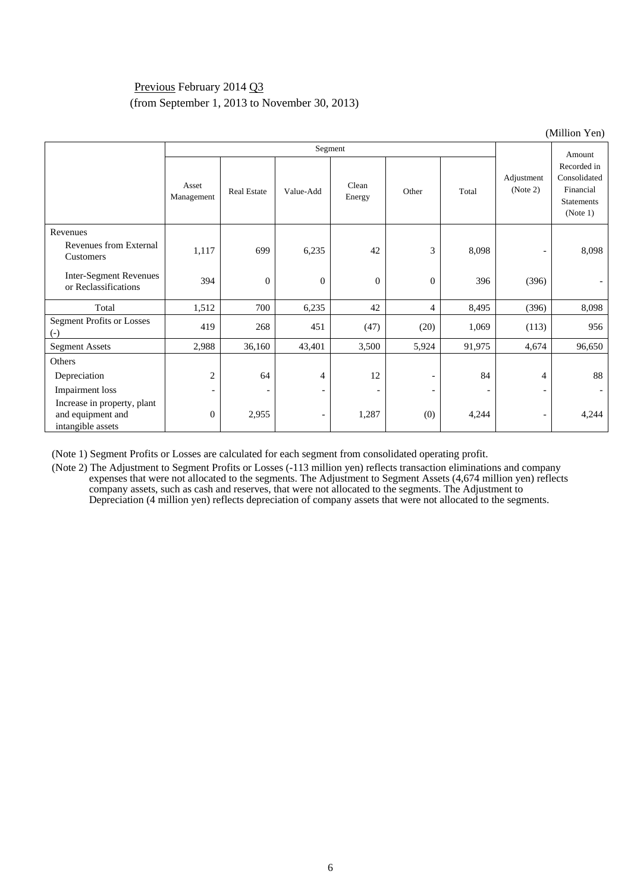Previous February 2014 Q3
(from September 1, 2013 to November 30, 2013)

(Million Yen)

| | Segment | | | | | | Adjustment (Note 2) | Amount Recorded in Consolidated Financial Statements (Note 1) |
|---|---|---|---|---|---|---|---|---|
| | Asset Management | Real Estate | Value-Add | Clean Energy | Other | Total | | |
| Revenues | | | | | | | | |
| Revenues from External Customers | 1,117 | 699 | 6,235 | 42 | 3 | 8,098 | - | 8,098 |
| Inter-Segment Revenues or Reclassifications | 394 | 0 | 0 | 0 | 0 | 396 | (396) | - |
| Total | 1,512 | 700 | 6,235 | 42 | 4 | 8,495 | (396) | 8,098 |
| Segment Profits or Losses (-) | 419 | 268 | 451 | (47) | (20) | 1,069 | (113) | 956 |
| Segment Assets | 2,988 | 36,160 | 43,401 | 3,500 | 5,924 | 91,975 | 4,674 | 96,650 |
| Others | | | | | | | | |
| Depreciation | 2 | 64 | 4 | 12 | - | 84 | 4 | 88 |
| Impairment loss | - | - | - | - | - | - | - | - |
| Increase in property, plant and equipment and intangible assets | 0 | 2,955 | - | 1,287 | (0) | 4,244 | - | 4,244 |

(Note 1) Segment Profits or Losses are calculated for each segment from consolidated operating profit.

(Note 2) The Adjustment to Segment Profits or Losses (-113 million yen) reflects transaction eliminations and company expenses that were not allocated to the segments. The Adjustment to Segment Assets (4,674 million yen) reflects company assets, such as cash and reserves, that were not allocated to the segments. The Adjustment to Depreciation (4 million yen) reflects depreciation of company assets that were not allocated to the segments.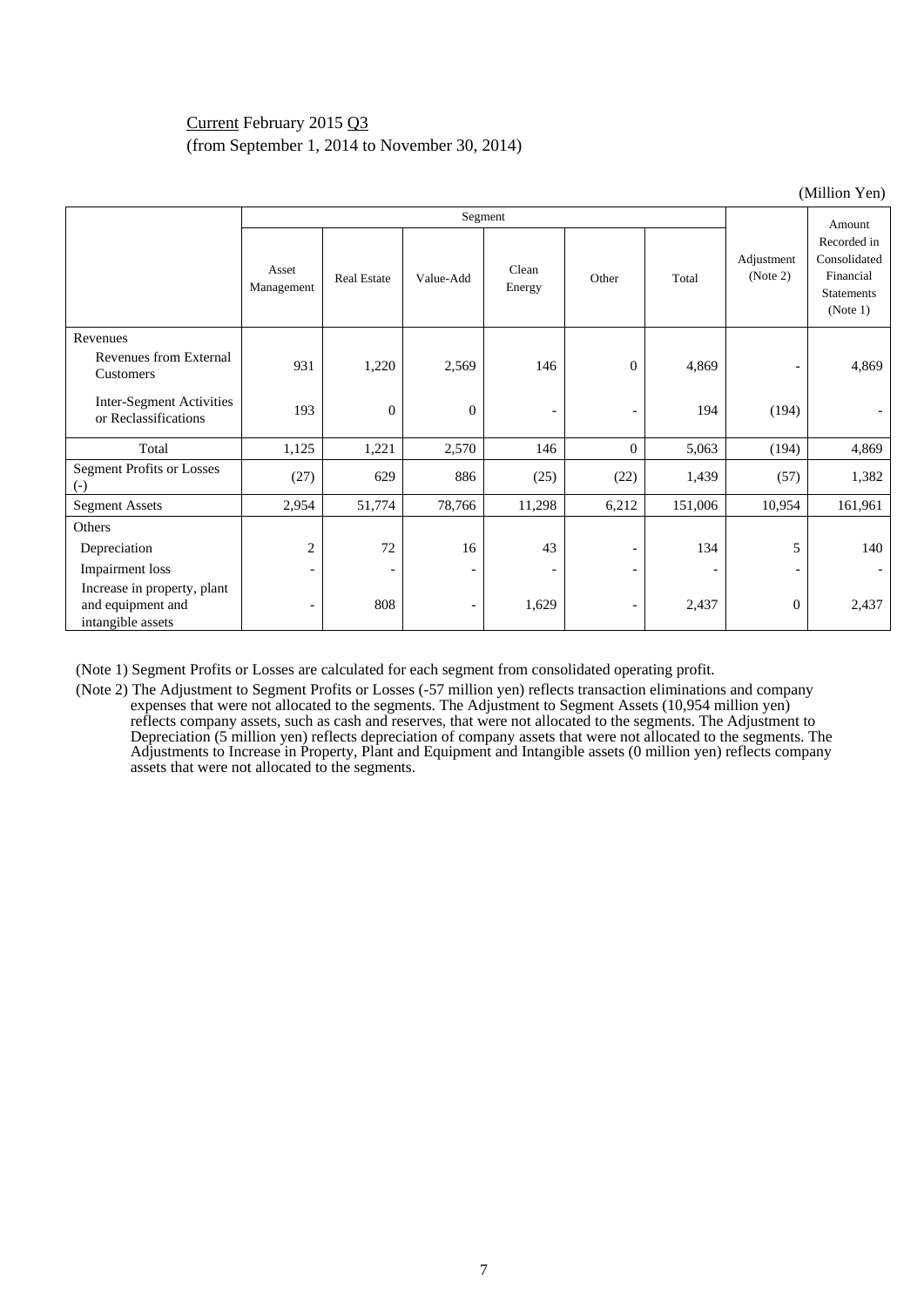Current February 2015 Q3
(from September 1, 2014 to November 30, 2014)

(Million Yen)

| | Segment | | | | | | Adjustment (Note 2) | Amount Recorded in Consolidated Financial Statements (Note 1) |
|---|---|---|---|---|---|---|---|---|
| | Asset Management | Real Estate | Value-Add | Clean Energy | Other | Total | | |
| Revenues | | | | | | | | |
| Revenues from External Customers | 931 | 1,220 | 2,569 | 146 | 0 | 4,869 | - | 4,869 |
| Inter-Segment Activities or Reclassifications | 193 | 0 | 0 | - | - | 194 | (194) | - |
| Total | 1,125 | 1,221 | 2,570 | 146 | 0 | 5,063 | (194) | 4,869 |
| Segment Profits or Losses (-) | (27) | 629 | 886 | (25) | (22) | 1,439 | (57) | 1,382 |
| Segment Assets | 2,954 | 51,774 | 78,766 | 11,298 | 6,212 | 151,006 | 10,954 | 161,961 |
| Others | | | | | | | | |
| Depreciation | 2 | 72 | 16 | 43 | - | 134 | 5 | 140 |
| Impairment loss | - | - | - | - | - | - | - | - |
| Increase in property, plant and equipment and intangible assets | - | 808 | - | 1,629 | - | 2,437 | 0 | 2,437 |

(Note 1) Segment Profits or Losses are calculated for each segment from consolidated operating profit.

(Note 2) The Adjustment to Segment Profits or Losses (-57 million yen) reflects transaction eliminations and company expenses that were not allocated to the segments. The Adjustment to Segment Assets (10,954 million yen) reflects company assets, such as cash and reserves, that were not allocated to the segments. The Adjustment to Depreciation (5 million yen) reflects depreciation of company assets that were not allocated to the segments. The Adjustments to Increase in Property, Plant and Equipment and Intangible assets (0 million yen) reflects company assets that were not allocated to the segments.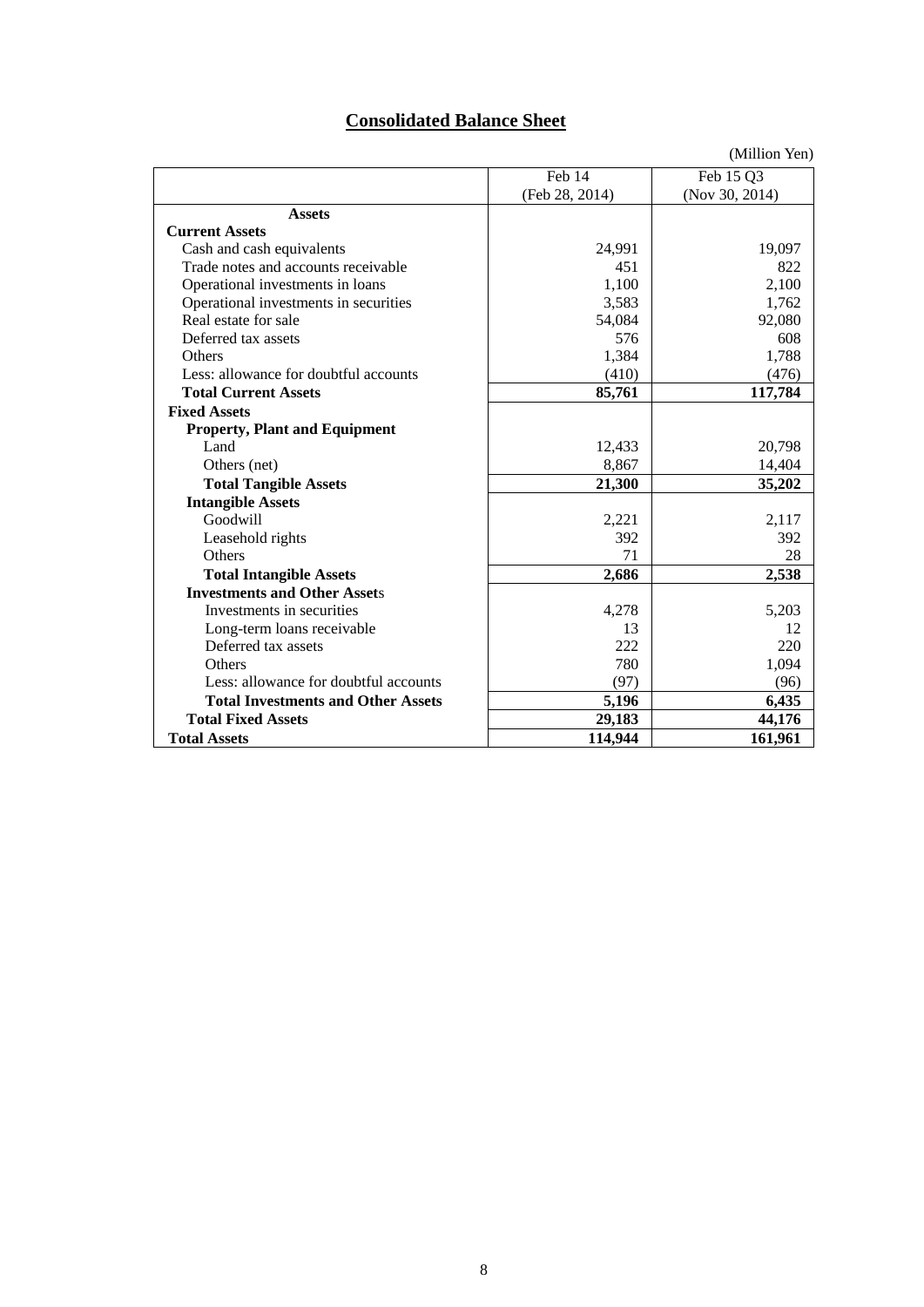# Consolidated Balance Sheet

(Million Yen)

| | Feb 14<br>(Feb 28, 2014) | Feb 15 Q3<br>(Nov 30, 2014) |
|---|---|---|
| **Assets** | | |
| **Current Assets** | | |
| Cash and cash equivalents | 24,991 | 19,097 |
| Trade notes and accounts receivable | 451 | 822 |
| Operational investments in loans | 1,100 | 2,100 |
| Operational investments in securities | 3,583 | 1,762 |
| Real estate for sale | 54,084 | 92,080 |
| Deferred tax assets | 576 | 608 |
| Others | 1,384 | 1,788 |
| Less: allowance for doubtful accounts | (410) | (476) |
| **Total Current Assets** | **85,761** | **117,784** |
| **Fixed Assets** | | |
| **Property, Plant and Equipment** | | |
| Land | 12,433 | 20,798 |
| Others (net) | 8,867 | 14,404 |
| **Total Tangible Assets** | **21,300** | **35,202** |
| **Intangible Assets** | | |
| Goodwill | 2,221 | 2,117 |
| Leasehold rights | 392 | 392 |
| Others | 71 | 28 |
| **Total Intangible Assets** | **2,686** | **2,538** |
| **Investments and Other Assets** | | |
| Investments in securities | 4,278 | 5,203 |
| Long-term loans receivable | 13 | 12 |
| Deferred tax assets | 222 | 220 |
| Others | 780 | 1,094 |
| Less: allowance for doubtful accounts | (97) | (96) |
| **Total Investments and Other Assets** | **5,196** | **6,435** |
| **Total Fixed Assets** | **29,183** | **44,176** |
| **Total Assets** | **114,944** | **161,961** |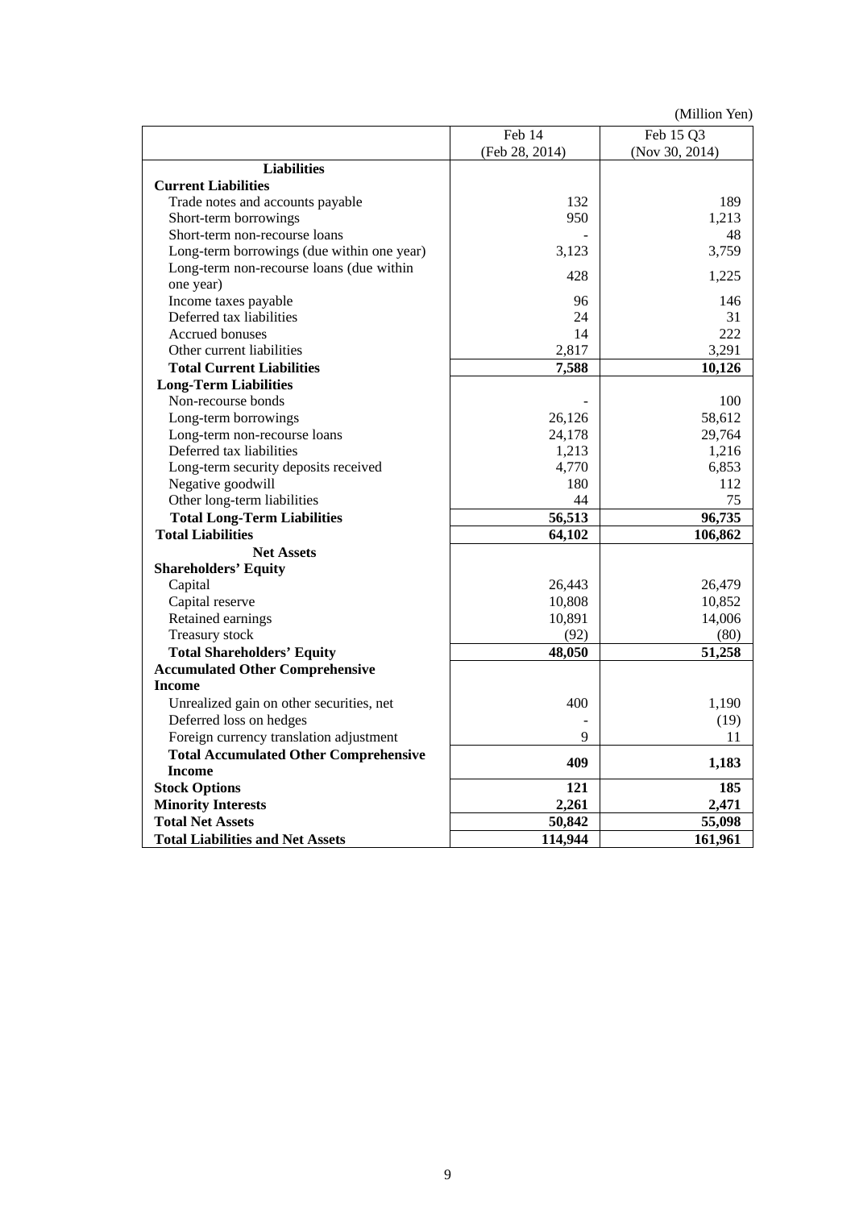(Million Yen)

| | Feb 14 (Feb 28, 2014) | Feb 15 Q3 (Nov 30, 2014) |
|---|---|---|
| **Liabilities** | | |
| **Current Liabilities** | | |
| Trade notes and accounts payable | 132 | 189 |
| Short-term borrowings | 950 | 1,213 |
| Short-term non-recourse loans | - | 48 |
| Long-term borrowings (due within one year) | 3,123 | 3,759 |
| Long-term non-recourse loans (due within one year) | 428 | 1,225 |
| Income taxes payable | 96 | 146 |
| Deferred tax liabilities | 24 | 31 |
| Accrued bonuses | 14 | 222 |
| Other current liabilities | 2,817 | 3,291 |
| **Total Current Liabilities** | **7,588** | **10,126** |
| **Long-Term Liabilities** | | |
| Non-recourse bonds | - | 100 |
| Long-term borrowings | 26,126 | 58,612 |
| Long-term non-recourse loans | 24,178 | 29,764 |
| Deferred tax liabilities | 1,213 | 1,216 |
| Long-term security deposits received | 4,770 | 6,853 |
| Negative goodwill | 180 | 112 |
| Other long-term liabilities | 44 | 75 |
| **Total Long-Term Liabilities** | **56,513** | **96,735** |
| **Total Liabilities** | **64,102** | **106,862** |
| **Net Assets** | | |
| **Shareholders' Equity** | | |
| Capital | 26,443 | 26,479 |
| Capital reserve | 10,808 | 10,852 |
| Retained earnings | 10,891 | 14,006 |
| Treasury stock | (92) | (80) |
| **Total Shareholders' Equity** | **48,050** | **51,258** |
| **Accumulated Other Comprehensive Income** | | |
| Unrealized gain on other securities, net | 400 | 1,190 |
| Deferred loss on hedges | - | (19) |
| Foreign currency translation adjustment | 9 | 11 |
| **Total Accumulated Other Comprehensive Income** | **409** | **1,183** |
| **Stock Options** | **121** | **185** |
| **Minority Interests** | **2,261** | **2,471** |
| **Total Net Assets** | **50,842** | **55,098** |
| **Total Liabilities and Net Assets** | **114,944** | **161,961** |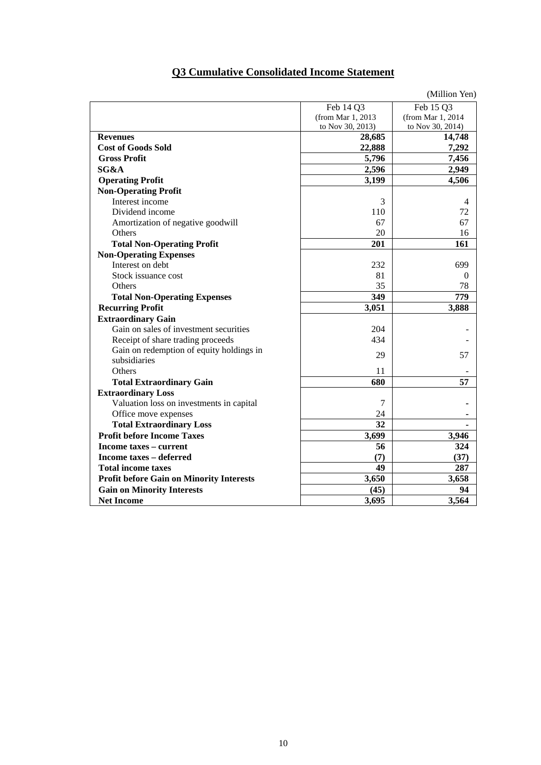# Q3 Cumulative Consolidated Income Statement

(Million Yen)

| | Feb 14 Q3 (from Mar 1, 2013 to Nov 30, 2013) | Feb 15 Q3 (from Mar 1, 2014 to Nov 30, 2014) |
|---|---|---|
| **Revenues** | **28,685** | **14,748** |
| **Cost of Goods Sold** | **22,888** | **7,292** |
| **Gross Profit** | **5,796** | **7,456** |
| **SG&A** | **2,596** | **2,949** |
| **Operating Profit** | **3,199** | **4,506** |
| **Non-Operating Profit** | | |
| Interest income | 3 | 4 |
| Dividend income | 110 | 72 |
| Amortization of negative goodwill | 67 | 67 |
| Others | 20 | 16 |
| **Total Non-Operating Profit** | **201** | **161** |
| **Non-Operating Expenses** | | |
| Interest on debt | 232 | 699 |
| Stock issuance cost | 81 | 0 |
| Others | 35 | 78 |
| **Total Non-Operating Expenses** | **349** | **779** |
| **Recurring Profit** | **3,051** | **3,888** |
| **Extraordinary Gain** | | |
| Gain on sales of investment securities | 204 | - |
| Receipt of share trading proceeds | 434 | - |
| Gain on redemption of equity holdings in subsidiaries | 29 | 57 |
| Others | 11 | - |
| **Total Extraordinary Gain** | **680** | **57** |
| **Extraordinary Loss** | | |
| Valuation loss on investments in capital | 7 | - |
| Office move expenses | 24 | - |
| **Total Extraordinary Loss** | **32** | **-** |
| **Profit before Income Taxes** | **3,699** | **3,946** |
| **Income taxes – current** | **56** | **324** |
| **Income taxes – deferred** | **(7)** | **(37)** |
| **Total income taxes** | **49** | **287** |
| **Profit before Gain on Minority Interests** | **3,650** | **3,658** |
| **Gain on Minority Interests** | **(45)** | **94** |
| **Net Income** | **3,695** | **3,564** |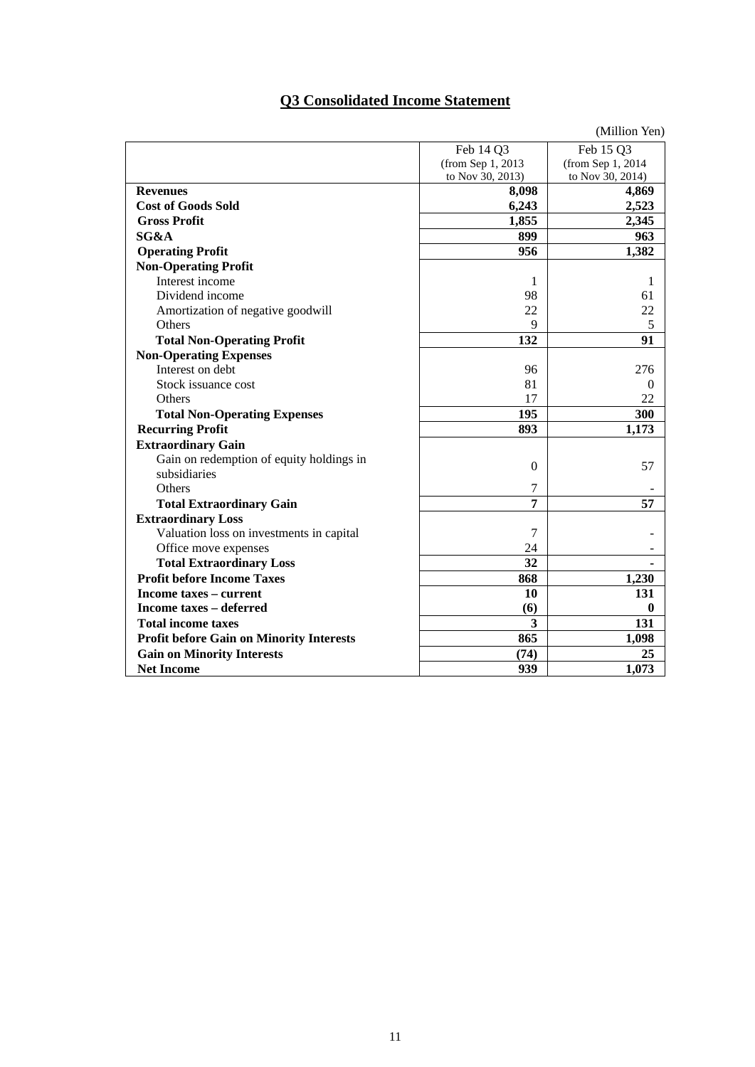# Q3 Consolidated Income Statement

(Million Yen)

| | Feb 14 Q3 (from Sep 1, 2013 to Nov 30, 2013) | Feb 15 Q3 (from Sep 1, 2014 to Nov 30, 2014) |
|---|---|---|
| **Revenues** | **8,098** | **4,869** |
| **Cost of Goods Sold** | **6,243** | **2,523** |
| **Gross Profit** | **1,855** | **2,345** |
| **SG&A** | **899** | **963** |
| **Operating Profit** | **956** | **1,382** |
| **Non-Operating Profit** | | |
| Interest income | 1 | 1 |
| Dividend income | 98 | 61 |
| Amortization of negative goodwill | 22 | 22 |
| Others | 9 | 5 |
| **Total Non-Operating Profit** | **132** | **91** |
| **Non-Operating Expenses** | | |
| Interest on debt | 96 | 276 |
| Stock issuance cost | 81 | 0 |
| Others | 17 | 22 |
| **Total Non-Operating Expenses** | **195** | **300** |
| **Recurring Profit** | **893** | **1,173** |
| **Extraordinary Gain** | | |
| Gain on redemption of equity holdings in subsidiaries | 0 | 57 |
| Others | 7 | - |
| **Total Extraordinary Gain** | **7** | **57** |
| **Extraordinary Loss** | | |
| Valuation loss on investments in capital | 7 | - |
| Office move expenses | 24 | - |
| **Total Extraordinary Loss** | **32** | **-** |
| **Profit before Income Taxes** | **868** | **1,230** |
| **Income taxes – current** | **10** | **131** |
| **Income taxes – deferred** | **(6)** | **0** |
| **Total income taxes** | **3** | **131** |
| **Profit before Gain on Minority Interests** | **865** | **1,098** |
| **Gain on Minority Interests** | **(74)** | **25** |
| **Net Income** | **939** | **1,073** |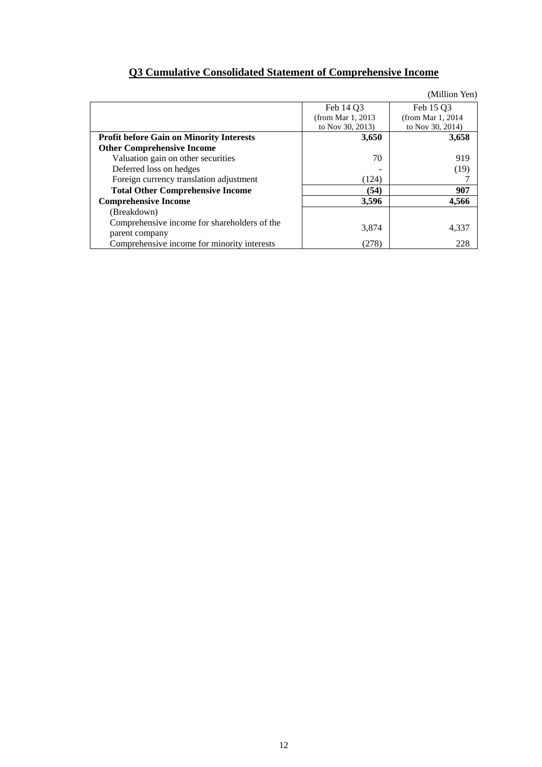## Q3 Cumulative Consolidated Statement of Comprehensive Income

(Million Yen)

| | Feb 14 Q3 (from Mar 1, 2013 to Nov 30, 2013) | Feb 15 Q3 (from Mar 1, 2014 to Nov 30, 2014) |
|---|---|---|
| **Profit before Gain on Minority Interests** | **3,650** | **3,658** |
| **Other Comprehensive Income** | | |
| Valuation gain on other securities | 70 | 919 |
| Deferred loss on hedges | - | (19) |
| Foreign currency translation adjustment | (124) | 7 |
| **Total Other Comprehensive Income** | **(54)** | **907** |
| **Comprehensive Income** | **3,596** | **4,566** |
| (Breakdown) | | |
| Comprehensive income for shareholders of the parent company | 3,874 | 4,337 |
| Comprehensive income for minority interests | (278) | 228 |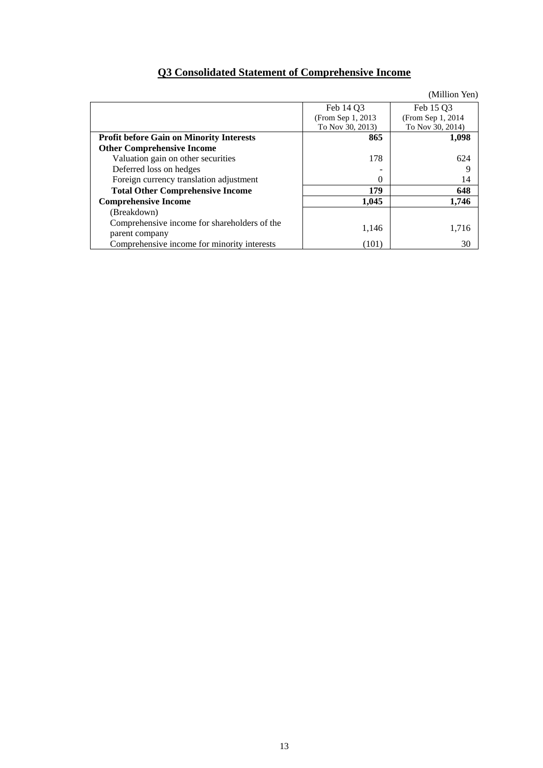# Q3 Consolidated Statement of Comprehensive Income

(Million Yen)

| | Feb 14 Q3 (From Sep 1, 2013 To Nov 30, 2013) | Feb 15 Q3 (From Sep 1, 2014 To Nov 30, 2014) |
|---|---|---|
| **Profit before Gain on Minority Interests** | **865** | **1,098** |
| **Other Comprehensive Income** | | |
| Valuation gain on other securities | 178 | 624 |
| Deferred loss on hedges | - | 9 |
| Foreign currency translation adjustment | 0 | 14 |
| **Total Other Comprehensive Income** | **179** | **648** |
| **Comprehensive Income** | **1,045** | **1,746** |
| (Breakdown) | | |
| Comprehensive income for shareholders of the parent company | 1,146 | 1,716 |
| Comprehensive income for minority interests | (101) | 30 |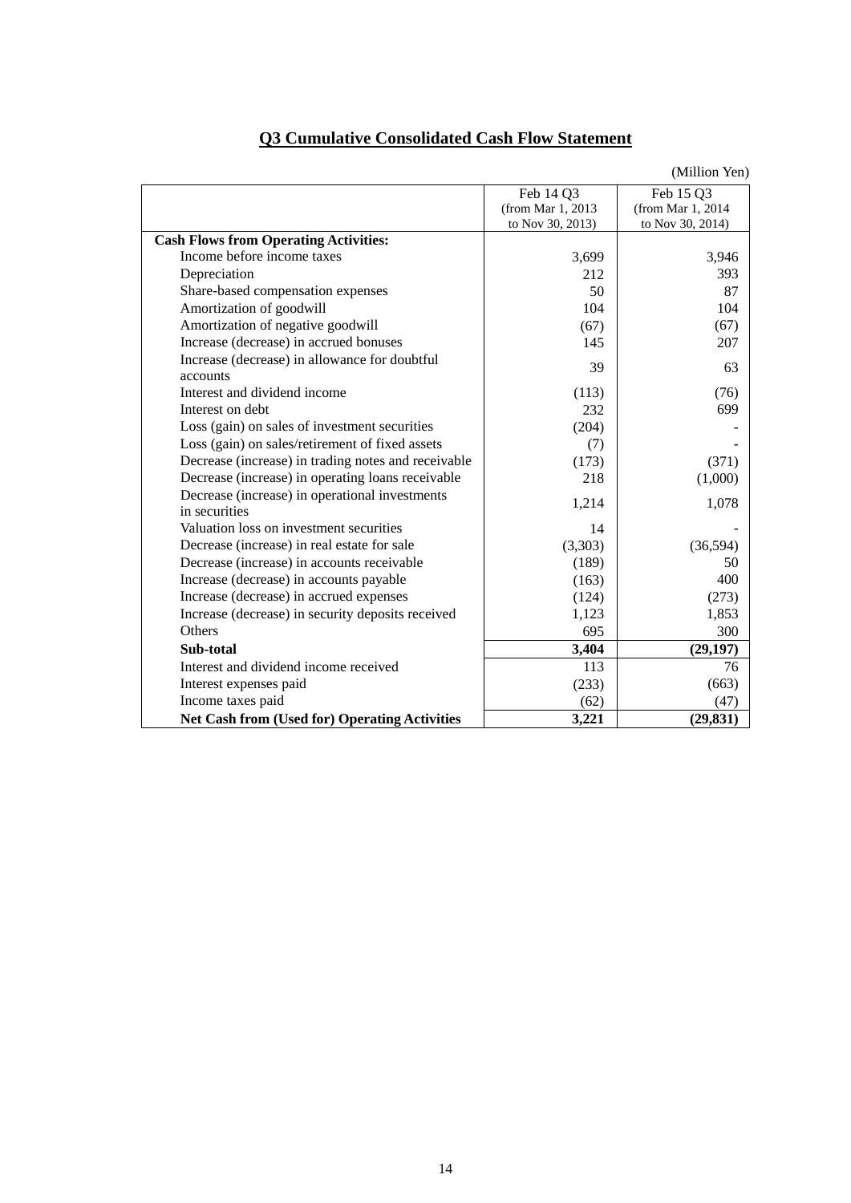# Q3 Cumulative Consolidated Cash Flow Statement

(Million Yen)

| | Feb 14 Q3 (from Mar 1, 2013 to Nov 30, 2013) | Feb 15 Q3 (from Mar 1, 2014 to Nov 30, 2014) |
|---|---|---|
| **Cash Flows from Operating Activities:** | | |
| Income before income taxes | 3,699 | 3,946 |
| Depreciation | 212 | 393 |
| Share-based compensation expenses | 50 | 87 |
| Amortization of goodwill | 104 | 104 |
| Amortization of negative goodwill | (67) | (67) |
| Increase (decrease) in accrued bonuses | 145 | 207 |
| Increase (decrease) in allowance for doubtful accounts | 39 | 63 |
| Interest and dividend income | (113) | (76) |
| Interest on debt | 232 | 699 |
| Loss (gain) on sales of investment securities | (204) | - |
| Loss (gain) on sales/retirement of fixed assets | (7) | - |
| Decrease (increase) in trading notes and receivable | (173) | (371) |
| Decrease (increase) in operating loans receivable | 218 | (1,000) |
| Decrease (increase) in operational investments in securities | 1,214 | 1,078 |
| Valuation loss on investment securities | 14 | - |
| Decrease (increase) in real estate for sale | (3,303) | (36,594) |
| Decrease (increase) in accounts receivable | (189) | 50 |
| Increase (decrease) in accounts payable | (163) | 400 |
| Increase (decrease) in accrued expenses | (124) | (273) |
| Increase (decrease) in security deposits received | 1,123 | 1,853 |
| Others | 695 | 300 |
| **Sub-total** | **3,404** | **(29,197)** |
| Interest and dividend income received | 113 | 76 |
| Interest expenses paid | (233) | (663) |
| Income taxes paid | (62) | (47) |
| **Net Cash from (Used for) Operating Activities** | **3,221** | **(29,831)** |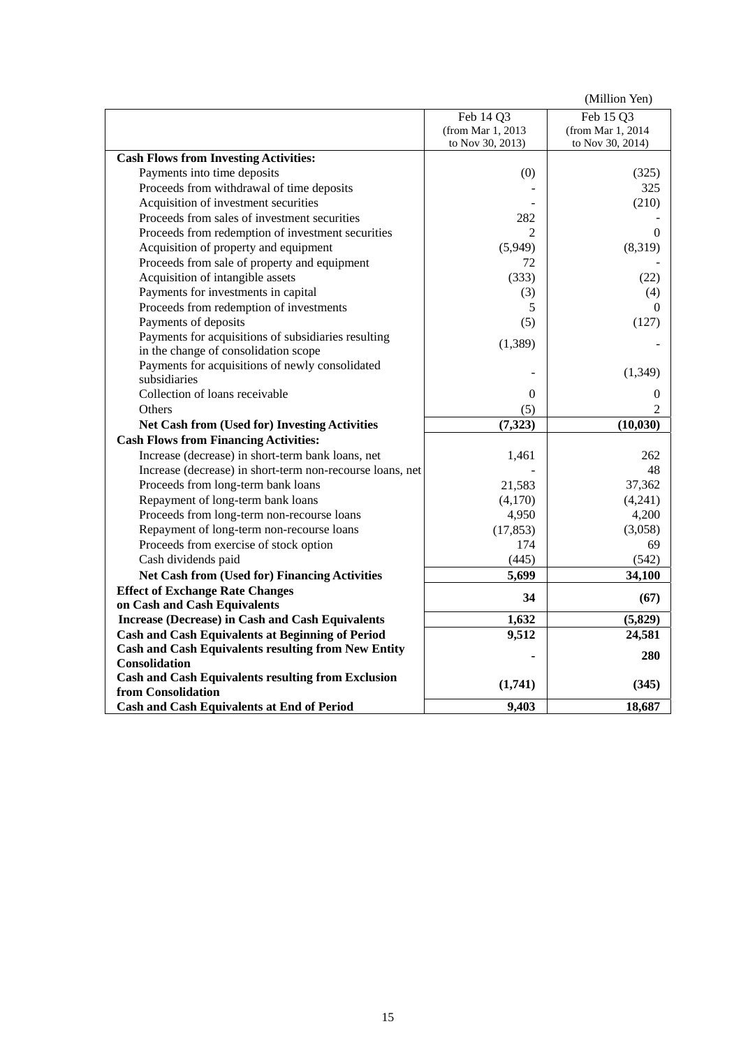(Million Yen)

| | Feb 14 Q3 (from Mar 1, 2013 to Nov 30, 2013) | Feb 15 Q3 (from Mar 1, 2014 to Nov 30, 2014) |
|---|---|---|
| **Cash Flows from Investing Activities:** | | |
| Payments into time deposits | (0) | (325) |
| Proceeds from withdrawal of time deposits | - | 325 |
| Acquisition of investment securities | - | (210) |
| Proceeds from sales of investment securities | 282 | - |
| Proceeds from redemption of investment securities | 2 | 0 |
| Acquisition of property and equipment | (5,949) | (8,319) |
| Proceeds from sale of property and equipment | 72 | - |
| Acquisition of intangible assets | (333) | (22) |
| Payments for investments in capital | (3) | (4) |
| Proceeds from redemption of investments | 5 | 0 |
| Payments of deposits | (5) | (127) |
| Payments for acquisitions of subsidiaries resulting in the change of consolidation scope | (1,389) | - |
| Payments for acquisitions of newly consolidated subsidiaries | - | (1,349) |
| Collection of loans receivable | 0 | 0 |
| Others | (5) | 2 |
| **Net Cash from (Used for) Investing Activities** | **(7,323)** | **(10,030)** |
| **Cash Flows from Financing Activities:** | | |
| Increase (decrease) in short-term bank loans, net | 1,461 | 262 |
| Increase (decrease) in short-term non-recourse loans, net | - | 48 |
| Proceeds from long-term bank loans | 21,583 | 37,362 |
| Repayment of long-term bank loans | (4,170) | (4,241) |
| Proceeds from long-term non-recourse loans | 4,950 | 4,200 |
| Repayment of long-term non-recourse loans | (17,853) | (3,058) |
| Proceeds from exercise of stock option | 174 | 69 |
| Cash dividends paid | (445) | (542) |
| **Net Cash from (Used for) Financing Activities** | **5,699** | **34,100** |
| **Effect of Exchange Rate Changes on Cash and Cash Equivalents** | **34** | **(67)** |
| **Increase (Decrease) in Cash and Cash Equivalents** | **1,632** | **(5,829)** |
| **Cash and Cash Equivalents at Beginning of Period** | **9,512** | **24,581** |
| **Cash and Cash Equivalents resulting from New Entity Consolidation** | **-** | **280** |
| **Cash and Cash Equivalents resulting from Exclusion from Consolidation** | **(1,741)** | **(345)** |
| **Cash and Cash Equivalents at End of Period** | **9,403** | **18,687** |